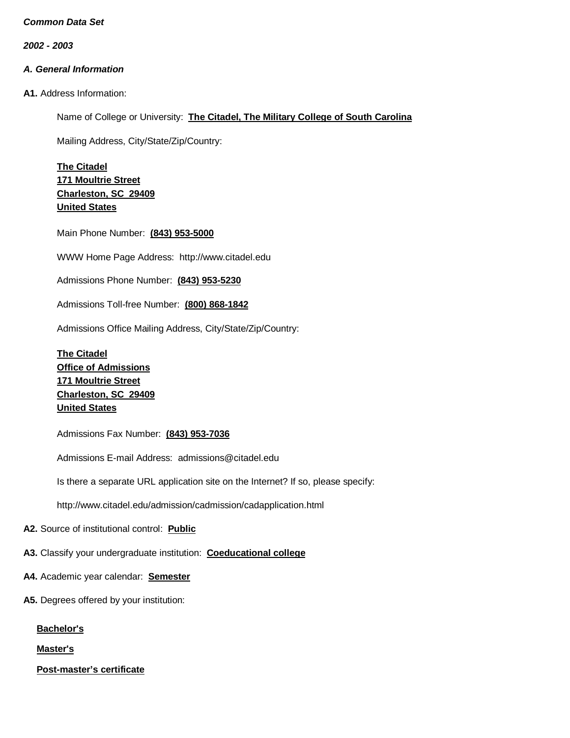***Common Data Set***

***2002 - 2003***

## *A. General Information*

**A1.** Address Information:

Name of College or University: **The Citadel, The Military College of South Carolina**

Mailing Address, City/State/Zip/Country:

**The Citadel**
**171 Moultrie Street**
**Charleston, SC 29409**
**United States**

Main Phone Number: **(843) 953-5000**

WWW Home Page Address: http://www.citadel.edu

Admissions Phone Number: **(843) 953-5230**

Admissions Toll-free Number: **(800) 868-1842**

Admissions Office Mailing Address, City/State/Zip/Country:

**The Citadel**
**Office of Admissions**
**171 Moultrie Street**
**Charleston, SC 29409**
**United States**

Admissions Fax Number: **(843) 953-7036**

Admissions E-mail Address: admissions@citadel.edu

Is there a separate URL application site on the Internet? If so, please specify:

http://www.citadel.edu/admission/cadmission/cadapplication.html

**A2.** Source of institutional control: **Public**

**A3.** Classify your undergraduate institution: **Coeducational college**

**A4.** Academic year calendar: **Semester**

**A5.** Degrees offered by your institution:

**Bachelor's**

**Master's**

**Post-master's certificate**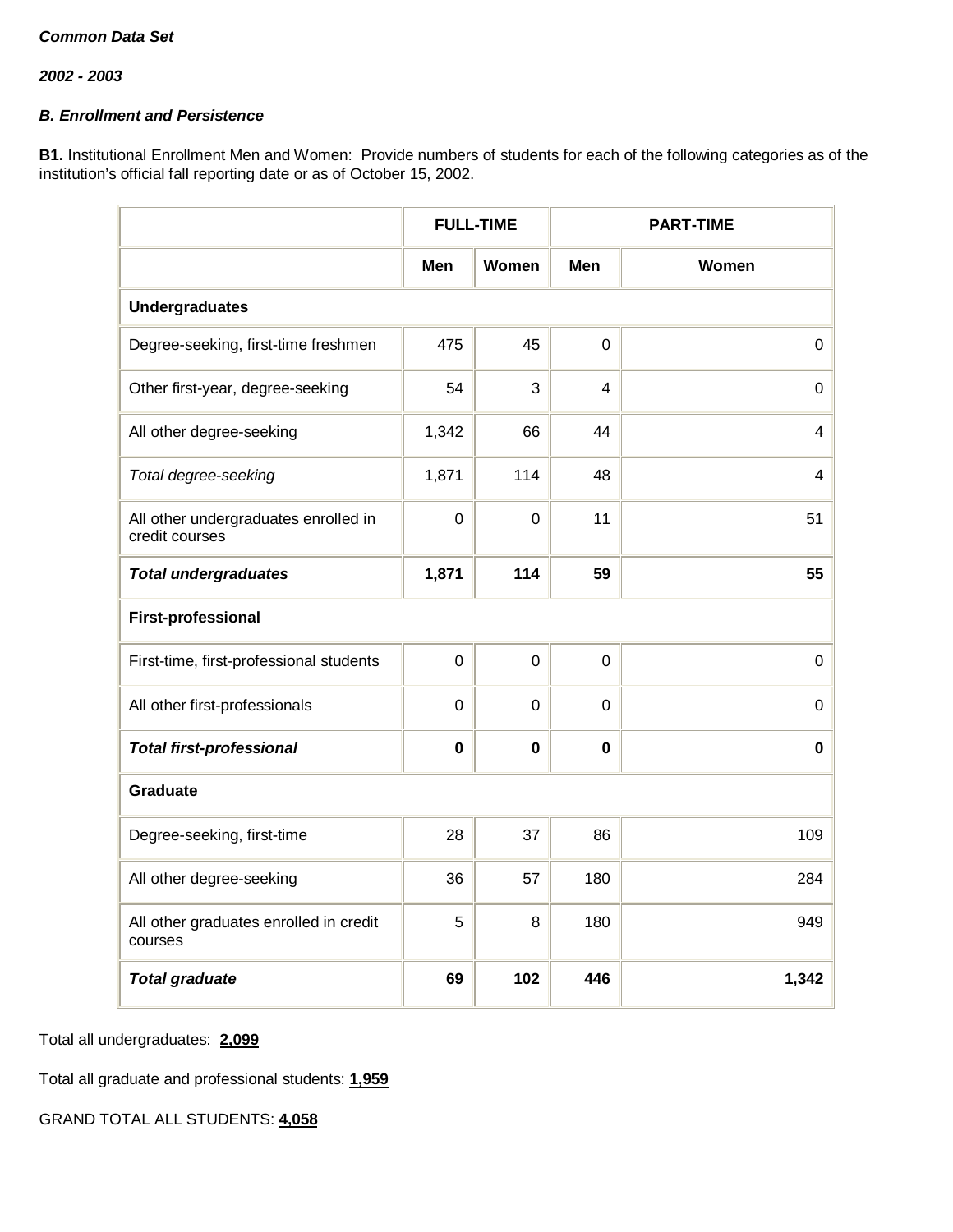***Common Data Set***

***2002 - 2003***

***B. Enrollment and Persistence***

**B1.** Institutional Enrollment Men and Women: Provide numbers of students for each of the following categories as of the institution's official fall reporting date or as of October 15, 2002.

| | **FULL-TIME** | | **PART-TIME** | |
|---|---|---|---|---|
| | **Men** | **Women** | **Men** | **Women** |
| **Undergraduates** | | | | |
| Degree-seeking, first-time freshmen | 475 | 45 | 0 | 0 |
| Other first-year, degree-seeking | 54 | 3 | 4 | 0 |
| All other degree-seeking | 1,342 | 66 | 44 | 4 |
| *Total degree-seeking* | 1,871 | 114 | 48 | 4 |
| All other undergraduates enrolled in credit courses | 0 | 0 | 11 | 51 |
| ***Total undergraduates*** | **1,871** | **114** | **59** | **55** |
| **First-professional** | | | | |
| First-time, first-professional students | 0 | 0 | 0 | 0 |
| All other first-professionals | 0 | 0 | 0 | 0 |
| ***Total first-professional*** | **0** | **0** | **0** | **0** |
| **Graduate** | | | | |
| Degree-seeking, first-time | 28 | 37 | 86 | 109 |
| All other degree-seeking | 36 | 57 | 180 | 284 |
| All other graduates enrolled in credit courses | 5 | 8 | 180 | 949 |
| ***Total graduate*** | **69** | **102** | **446** | **1,342** |

Total all undergraduates: **2,099**

Total all graduate and professional students: **1,959**

GRAND TOTAL ALL STUDENTS: **4,058**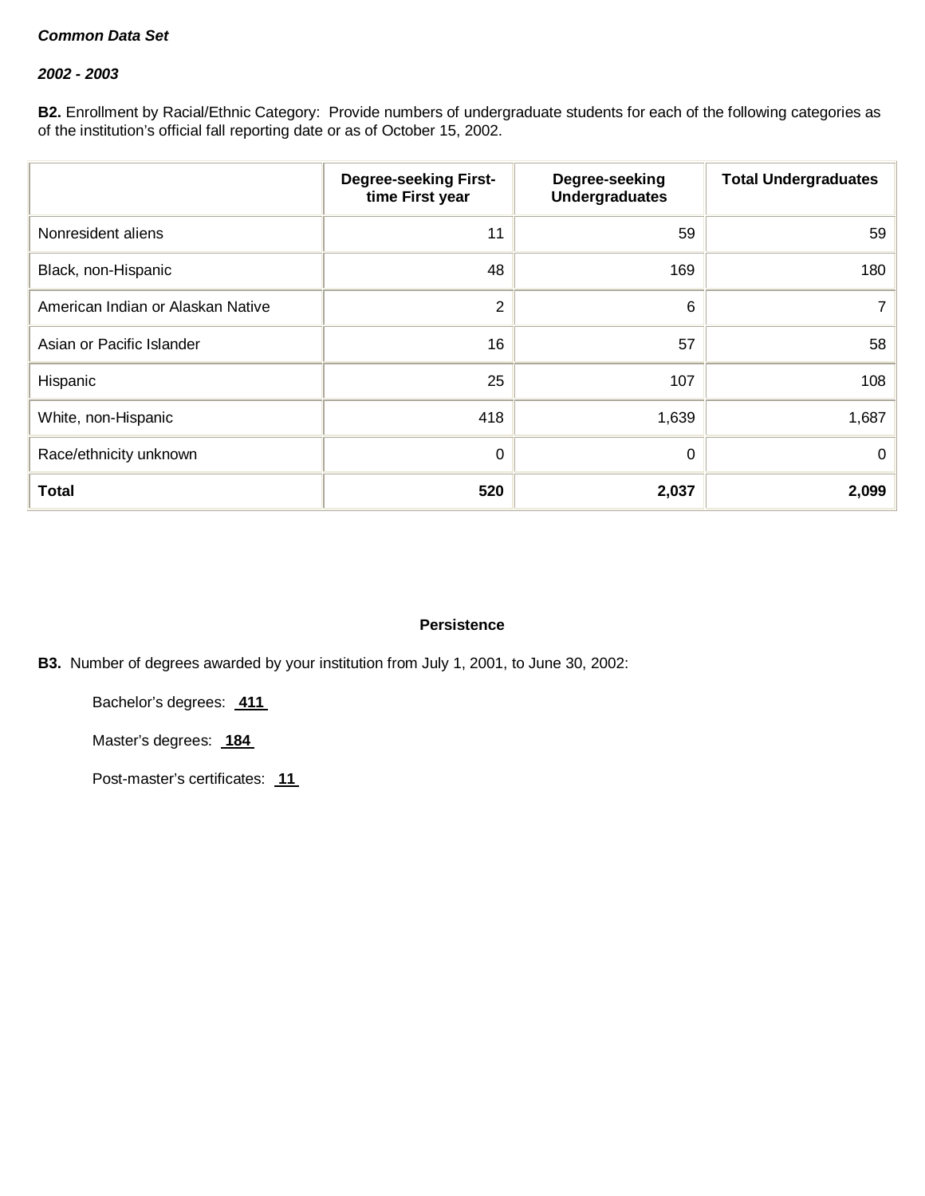***Common Data Set***

***2002 - 2003***

**B2.** Enrollment by Racial/Ethnic Category: Provide numbers of undergraduate students for each of the following categories as of the institution's official fall reporting date or as of October 15, 2002.

| | Degree-seeking First-time First year | Degree-seeking Undergraduates | Total Undergraduates |
|---|---|---|---|
| Nonresident aliens | 11 | 59 | 59 |
| Black, non-Hispanic | 48 | 169 | 180 |
| American Indian or Alaskan Native | 2 | 6 | 7 |
| Asian or Pacific Islander | 16 | 57 | 58 |
| Hispanic | 25 | 107 | 108 |
| White, non-Hispanic | 418 | 1,639 | 1,687 |
| Race/ethnicity unknown | 0 | 0 | 0 |
| **Total** | **520** | **2,037** | **2,099** |

**Persistence**

**B3.** Number of degrees awarded by your institution from July 1, 2001, to June 30, 2002:

Bachelor's degrees: **411**

Master's degrees: **184**

Post-master's certificates: **11**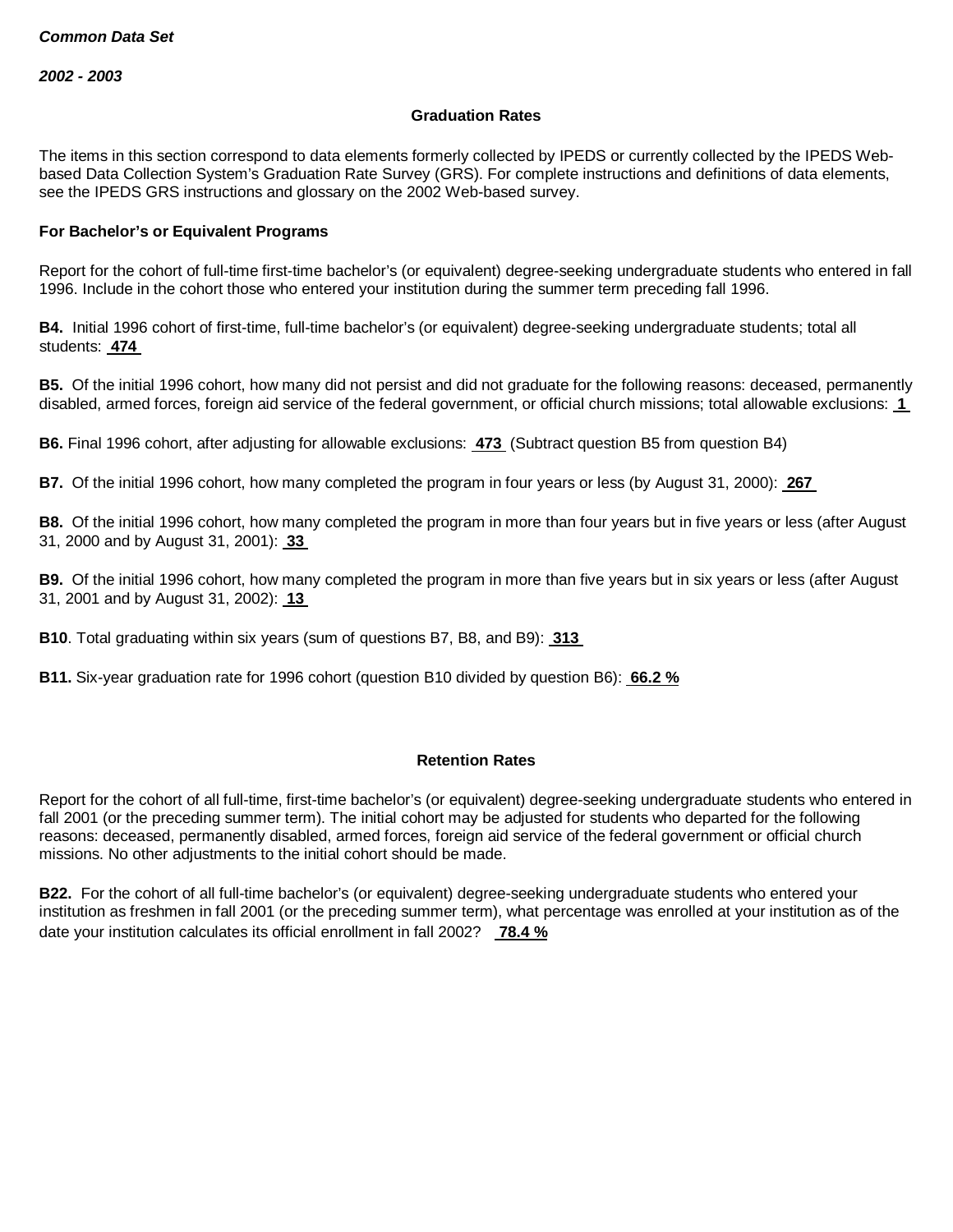***Common Data Set***

***2002 - 2003***

## Graduation Rates

The items in this section correspond to data elements formerly collected by IPEDS or currently collected by the IPEDS Web-based Data Collection System's Graduation Rate Survey (GRS). For complete instructions and definitions of data elements, see the IPEDS GRS instructions and glossary on the 2002 Web-based survey.

### For Bachelor's or Equivalent Programs

Report for the cohort of full-time first-time bachelor's (or equivalent) degree-seeking undergraduate students who entered in fall 1996. Include in the cohort those who entered your institution during the summer term preceding fall 1996.

**B4.** Initial 1996 cohort of first-time, full-time bachelor's (or equivalent) degree-seeking undergraduate students; total all students: **474**

**B5.** Of the initial 1996 cohort, how many did not persist and did not graduate for the following reasons: deceased, permanently disabled, armed forces, foreign aid service of the federal government, or official church missions; total allowable exclusions: **1**

**B6.** Final 1996 cohort, after adjusting for allowable exclusions: **473** (Subtract question B5 from question B4)

**B7.** Of the initial 1996 cohort, how many completed the program in four years or less (by August 31, 2000): **267**

**B8.** Of the initial 1996 cohort, how many completed the program in more than four years but in five years or less (after August 31, 2000 and by August 31, 2001): **33**

**B9.** Of the initial 1996 cohort, how many completed the program in more than five years but in six years or less (after August 31, 2001 and by August 31, 2002): **13**

**B10**. Total graduating within six years (sum of questions B7, B8, and B9): **313**

**B11.** Six-year graduation rate for 1996 cohort (question B10 divided by question B6): **66.2 %**

## Retention Rates

Report for the cohort of all full-time, first-time bachelor's (or equivalent) degree-seeking undergraduate students who entered in fall 2001 (or the preceding summer term). The initial cohort may be adjusted for students who departed for the following reasons: deceased, permanently disabled, armed forces, foreign aid service of the federal government or official church missions. No other adjustments to the initial cohort should be made.

**B22.** For the cohort of all full-time bachelor's (or equivalent) degree-seeking undergraduate students who entered your institution as freshmen in fall 2001 (or the preceding summer term), what percentage was enrolled at your institution as of the date your institution calculates its official enrollment in fall 2002? **78.4 %**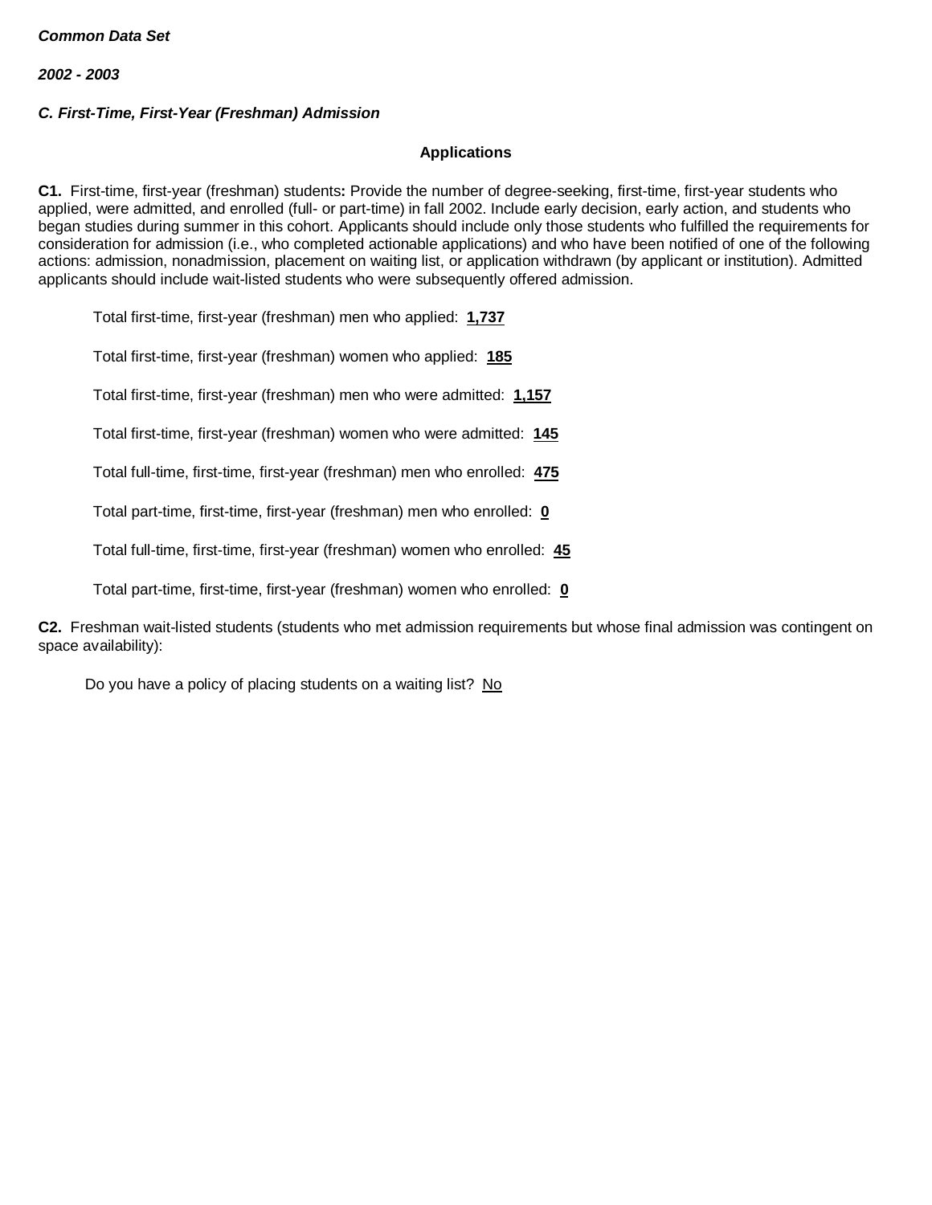***Common Data Set***

***2002 - 2003***

***C. First-Time, First-Year (Freshman) Admission***

**Applications**

**C1.** First-time, first-year (freshman) students**:** Provide the number of degree-seeking, first-time, first-year students who applied, were admitted, and enrolled (full- or part-time) in fall 2002. Include early decision, early action, and students who began studies during summer in this cohort. Applicants should include only those students who fulfilled the requirements for consideration for admission (i.e., who completed actionable applications) and who have been notified of one of the following actions: admission, nonadmission, placement on waiting list, or application withdrawn (by applicant or institution). Admitted applicants should include wait-listed students who were subsequently offered admission.

Total first-time, first-year (freshman) men who applied: **1,737**

Total first-time, first-year (freshman) women who applied: **185**

Total first-time, first-year (freshman) men who were admitted: **1,157**

Total first-time, first-year (freshman) women who were admitted: **145**

Total full-time, first-time, first-year (freshman) men who enrolled: **475**

Total part-time, first-time, first-year (freshman) men who enrolled: **0**

Total full-time, first-time, first-year (freshman) women who enrolled: **45**

Total part-time, first-time, first-year (freshman) women who enrolled: **0**

**C2.** Freshman wait-listed students (students who met admission requirements but whose final admission was contingent on space availability):

Do you have a policy of placing students on a waiting list? No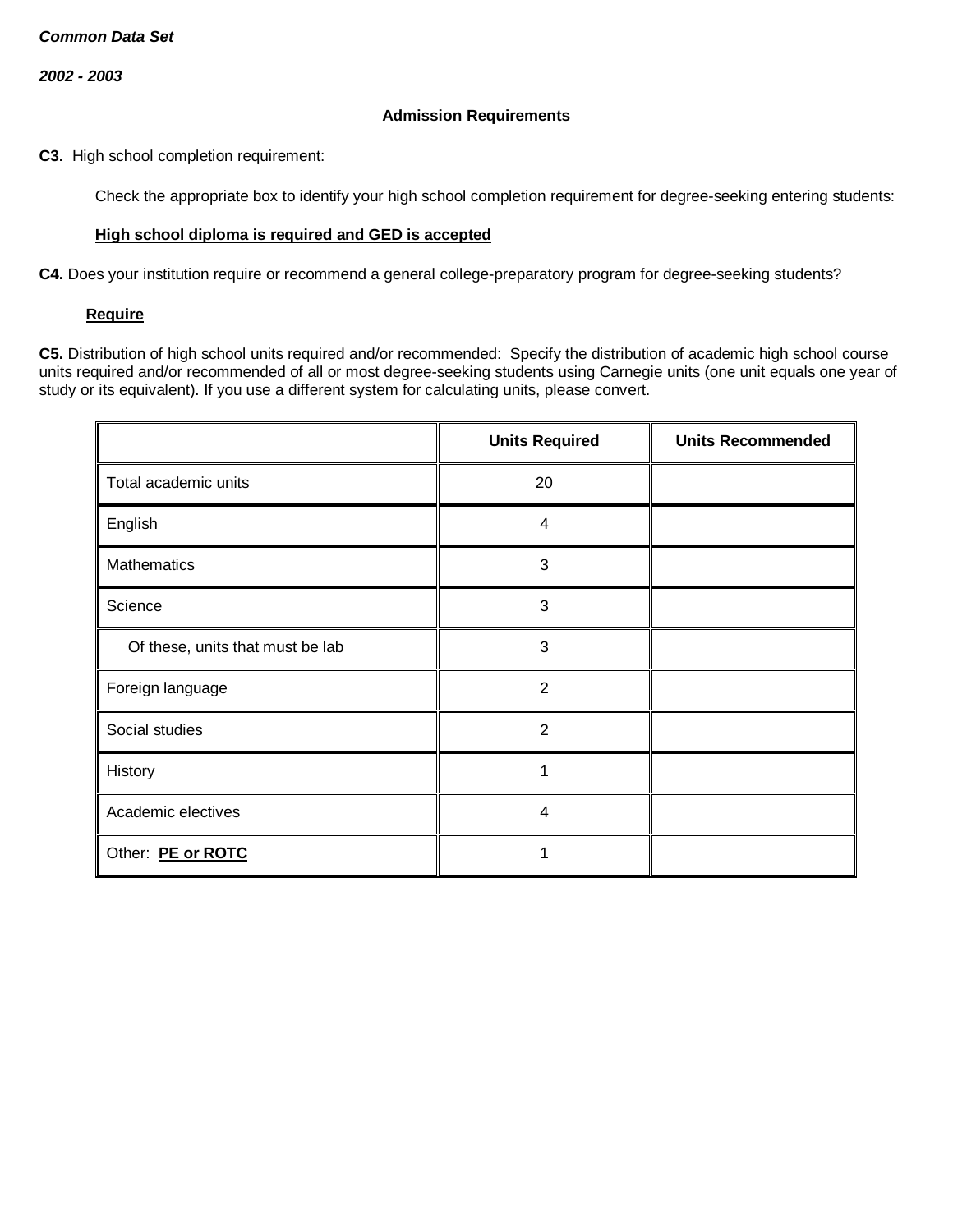***Common Data Set***

***2002 - 2003***

**Admission Requirements**

**C3.** High school completion requirement:

Check the appropriate box to identify your high school completion requirement for degree-seeking entering students:

**High school diploma is required and GED is accepted**

**C4.** Does your institution require or recommend a general college-preparatory program for degree-seeking students?

**Require**

**C5.** Distribution of high school units required and/or recommended: Specify the distribution of academic high school course units required and/or recommended of all or most degree-seeking students using Carnegie units (one unit equals one year of study or its equivalent). If you use a different system for calculating units, please convert.

| | Units Required | Units Recommended |
|---|---|---|
| Total academic units | 20 | |
| English | 4 | |
| Mathematics | 3 | |
| Science | 3 | |
| Of these, units that must be lab | 3 | |
| Foreign language | 2 | |
| Social studies | 2 | |
| History | 1 | |
| Academic electives | 4 | |
| Other: **PE or ROTC** | 1 | |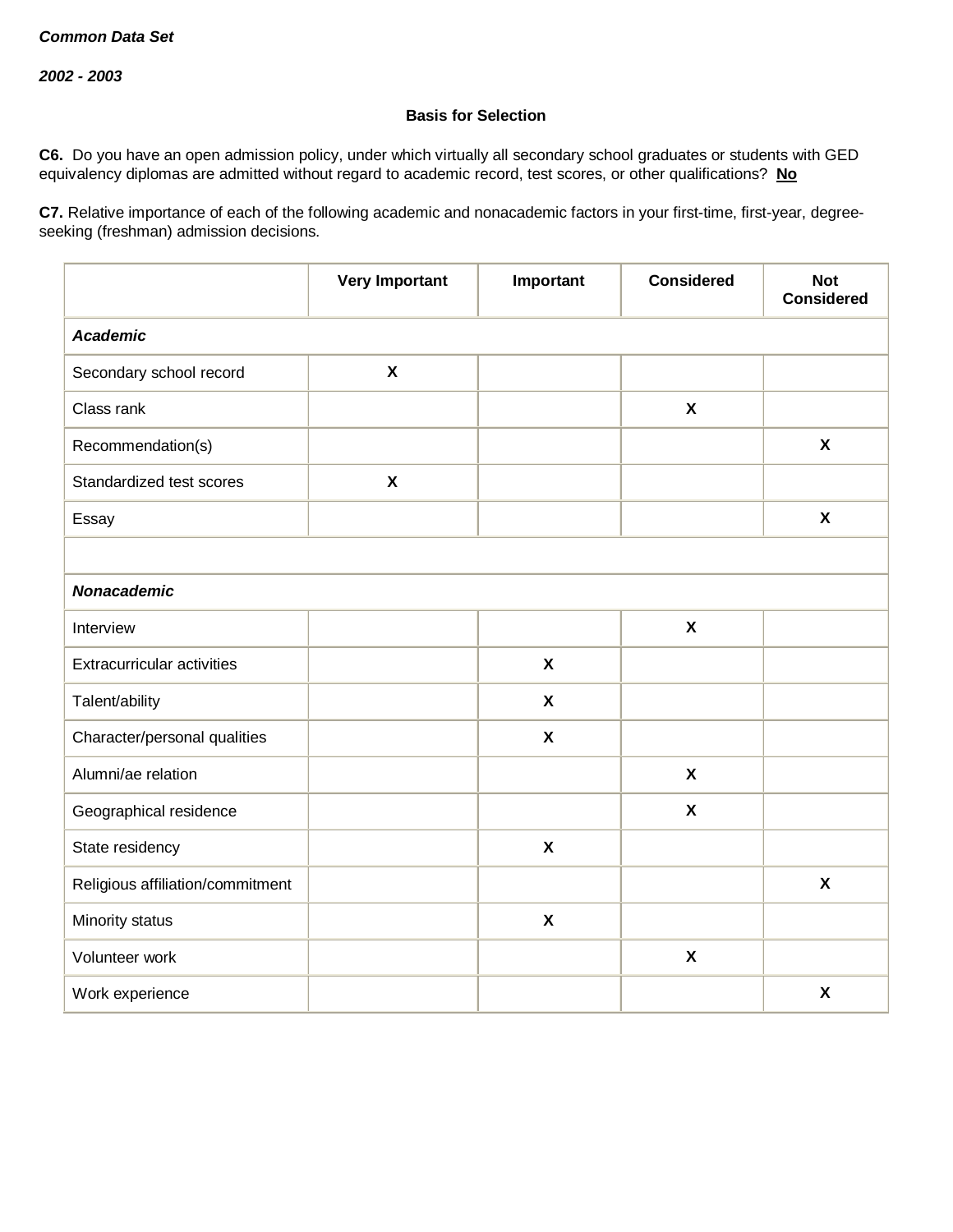*Common Data Set*

*2002 - 2003*

**Basis for Selection**

**C6.** Do you have an open admission policy, under which virtually all secondary school graduates or students with GED equivalency diplomas are admitted without regard to academic record, test scores, or other qualifications? **No**

**C7.** Relative importance of each of the following academic and nonacademic factors in your first-time, first-year, degree-seeking (freshman) admission decisions.

| | Very Important | Important | Considered | Not Considered |
|---|---|---|---|---|
| ***Academic*** | | | | |
| Secondary school record | X | | | |
| Class rank | | | X | |
| Recommendation(s) | | | | X |
| Standardized test scores | X | | | |
| Essay | | | | X |
| | | | | |
| ***Nonacademic*** | | | | |
| Interview | | | X | |
| Extracurricular activities | | X | | |
| Talent/ability | | X | | |
| Character/personal qualities | | X | | |
| Alumni/ae relation | | | X | |
| Geographical residence | | | X | |
| State residency | | X | | |
| Religious affiliation/commitment | | | | X |
| Minority status | | X | | |
| Volunteer work | | | X | |
| Work experience | | | | X |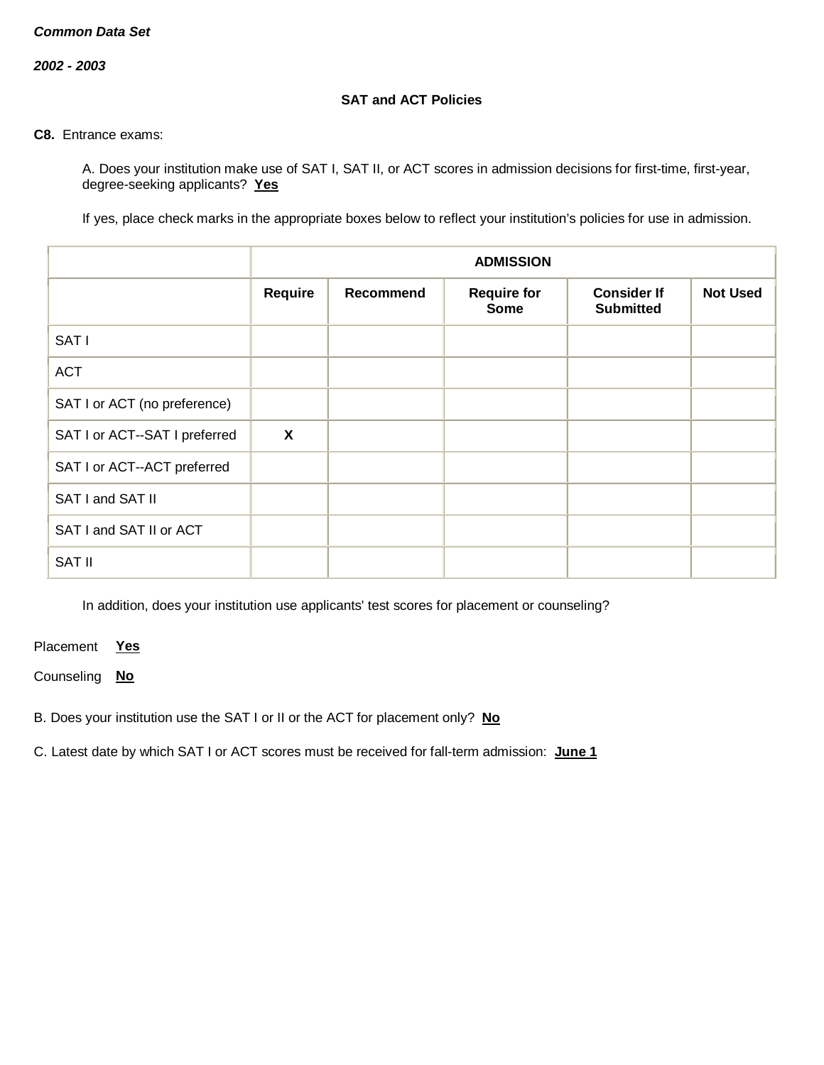*Common Data Set*

*2002 - 2003*

### SAT and ACT Policies

**C8.** Entrance exams:

A. Does your institution make use of SAT I, SAT II, or ACT scores in admission decisions for first-time, first-year, degree-seeking applicants? **Yes**

If yes, place check marks in the appropriate boxes below to reflect your institution's policies for use in admission.

| | ADMISSION | | | | |
|---|---|---|---|---|---|
| | **Require** | **Recommend** | **Require for Some** | **Consider If Submitted** | **Not Used** |
| SAT I | | | | | |
| ACT | | | | | |
| SAT I or ACT (no preference) | | | | | |
| SAT I or ACT--SAT I preferred | **X** | | | | |
| SAT I or ACT--ACT preferred | | | | | |
| SAT I and SAT II | | | | | |
| SAT I and SAT II or ACT | | | | | |
| SAT II | | | | | |

In addition, does your institution use applicants' test scores for placement or counseling?

Placement **Yes**

Counseling **No**

B. Does your institution use the SAT I or II or the ACT for placement only? **No**

C. Latest date by which SAT I or ACT scores must be received for fall-term admission: **June 1**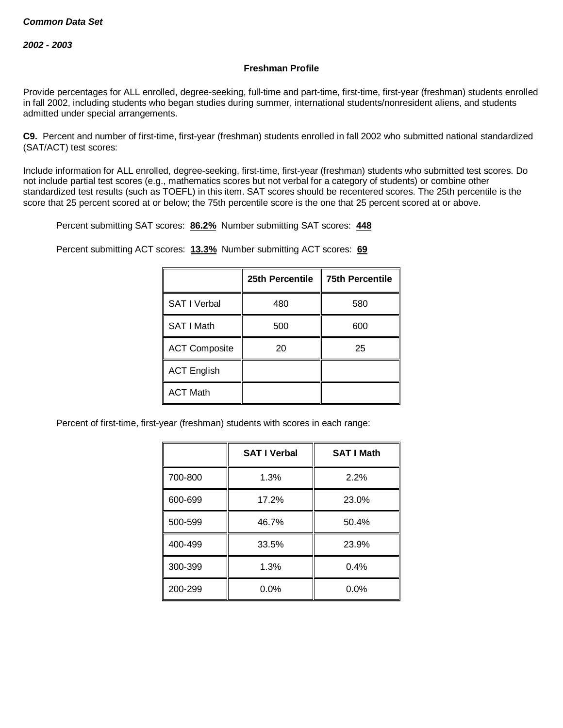***Common Data Set***

***2002 - 2003***

**Freshman Profile**

Provide percentages for ALL enrolled, degree-seeking, full-time and part-time, first-time, first-year (freshman) students enrolled in fall 2002, including students who began studies during summer, international students/nonresident aliens, and students admitted under special arrangements.

**C9.** Percent and number of first-time, first-year (freshman) students enrolled in fall 2002 who submitted national standardized (SAT/ACT) test scores:

Include information for ALL enrolled, degree-seeking, first-time, first-year (freshman) students who submitted test scores. Do not include partial test scores (e.g., mathematics scores but not verbal for a category of students) or combine other standardized test results (such as TOEFL) in this item. SAT scores should be recentered scores. The 25th percentile is the score that 25 percent scored at or below; the 75th percentile score is the one that 25 percent scored at or above.

Percent submitting SAT scores: **86.2%** Number submitting SAT scores: **448**

Percent submitting ACT scores: **13.3%** Number submitting ACT scores: **69**

| | 25th Percentile | 75th Percentile |
|---|---|---|
| SAT I Verbal | 480 | 580 |
| SAT I Math | 500 | 600 |
| ACT Composite | 20 | 25 |
| ACT English | | |
| ACT Math | | |

Percent of first-time, first-year (freshman) students with scores in each range:

| | SAT I Verbal | SAT I Math |
|---|---|---|
| 700-800 | 1.3% | 2.2% |
| 600-699 | 17.2% | 23.0% |
| 500-599 | 46.7% | 50.4% |
| 400-499 | 33.5% | 23.9% |
| 300-399 | 1.3% | 0.4% |
| 200-299 | 0.0% | 0.0% |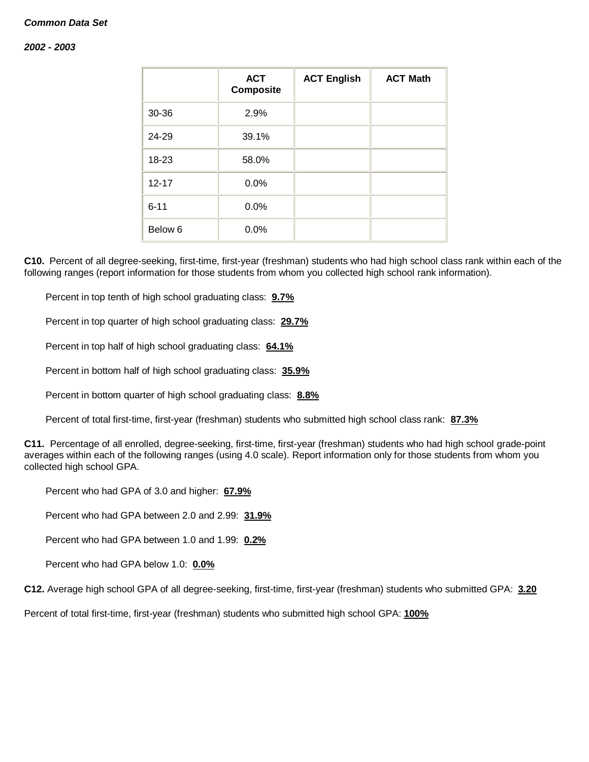***Common Data Set***

***2002 - 2003***

| | ACT Composite | ACT English | ACT Math |
|---|---|---|---|
| 30-36 | 2.9% | | |
| 24-29 | 39.1% | | |
| 18-23 | 58.0% | | |
| 12-17 | 0.0% | | |
| 6-11 | 0.0% | | |
| Below 6 | 0.0% | | |

**C10.** Percent of all degree-seeking, first-time, first-year (freshman) students who had high school class rank within each of the following ranges (report information for those students from whom you collected high school rank information).

Percent in top tenth of high school graduating class: **9.7%**

Percent in top quarter of high school graduating class: **29.7%**

Percent in top half of high school graduating class: **64.1%**

Percent in bottom half of high school graduating class: **35.9%**

Percent in bottom quarter of high school graduating class: **8.8%**

Percent of total first-time, first-year (freshman) students who submitted high school class rank: **87.3%**

**C11.** Percentage of all enrolled, degree-seeking, first-time, first-year (freshman) students who had high school grade-point averages within each of the following ranges (using 4.0 scale). Report information only for those students from whom you collected high school GPA.

Percent who had GPA of 3.0 and higher: **67.9%**

Percent who had GPA between 2.0 and 2.99: **31.9%**

Percent who had GPA between 1.0 and 1.99: **0.2%**

Percent who had GPA below 1.0: **0.0%**

**C12.** Average high school GPA of all degree-seeking, first-time, first-year (freshman) students who submitted GPA: **3.20**

Percent of total first-time, first-year (freshman) students who submitted high school GPA: **100%**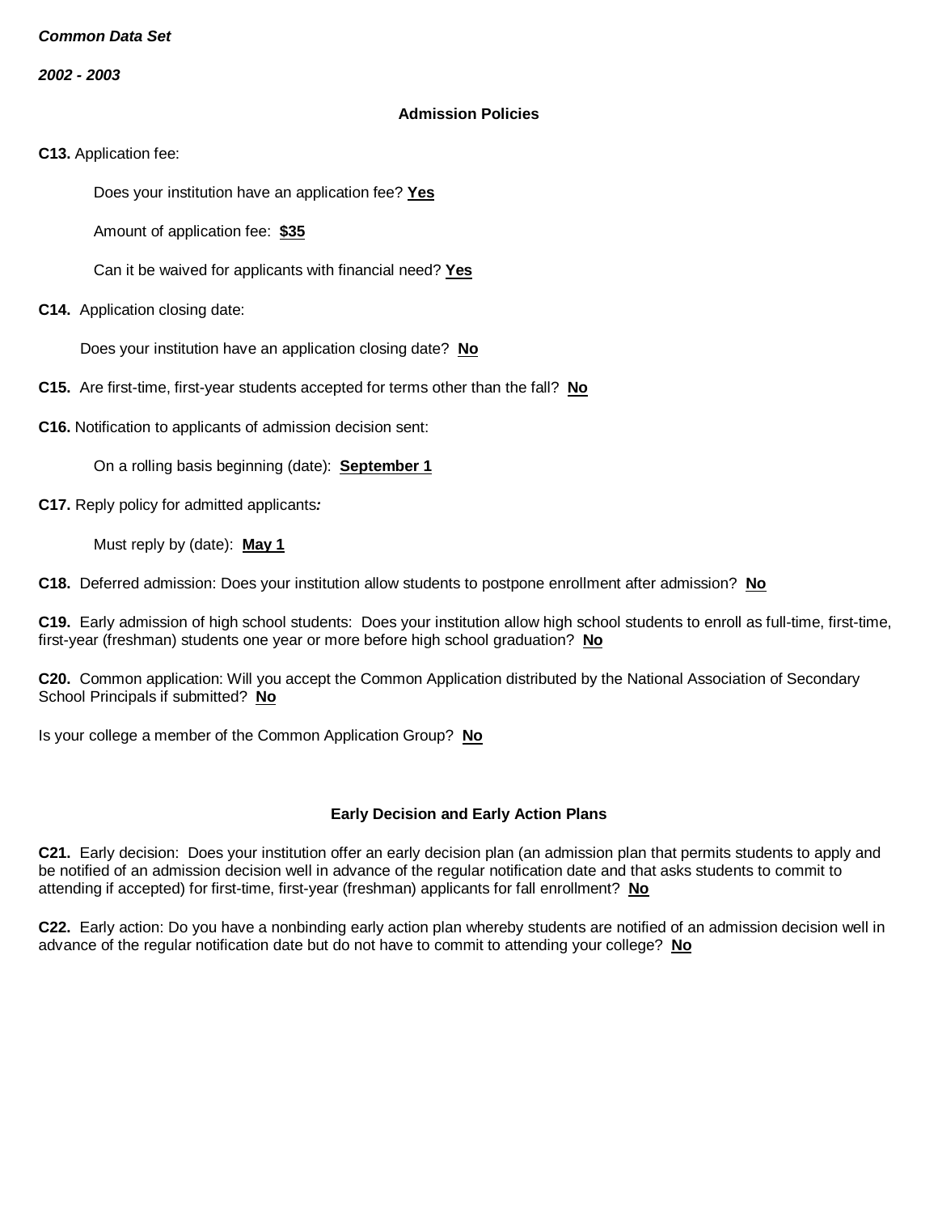***Common Data Set***

***2002 - 2003***

## Admission Policies

**C13.** Application fee:

Does your institution have an application fee? **Yes**

Amount of application fee: **$35**

Can it be waived for applicants with financial need? **Yes**

**C14.** Application closing date:

Does your institution have an application closing date? **No**

**C15.** Are first-time, first-year students accepted for terms other than the fall? **No**

**C16.** Notification to applicants of admission decision sent:

On a rolling basis beginning (date): **September 1**

**C17.** Reply policy for admitted applicants***:***

Must reply by (date): **May 1**

**C18.** Deferred admission: Does your institution allow students to postpone enrollment after admission? **No**

**C19.** Early admission of high school students: Does your institution allow high school students to enroll as full-time, first-time, first-year (freshman) students one year or more before high school graduation? **No**

**C20.** Common application: Will you accept the Common Application distributed by the National Association of Secondary School Principals if submitted? **No**

Is your college a member of the Common Application Group? **No**

## Early Decision and Early Action Plans

**C21.** Early decision: Does your institution offer an early decision plan (an admission plan that permits students to apply and be notified of an admission decision well in advance of the regular notification date and that asks students to commit to attending if accepted) for first-time, first-year (freshman) applicants for fall enrollment? **No**

**C22.** Early action: Do you have a nonbinding early action plan whereby students are notified of an admission decision well in advance of the regular notification date but do not have to commit to attending your college? **No**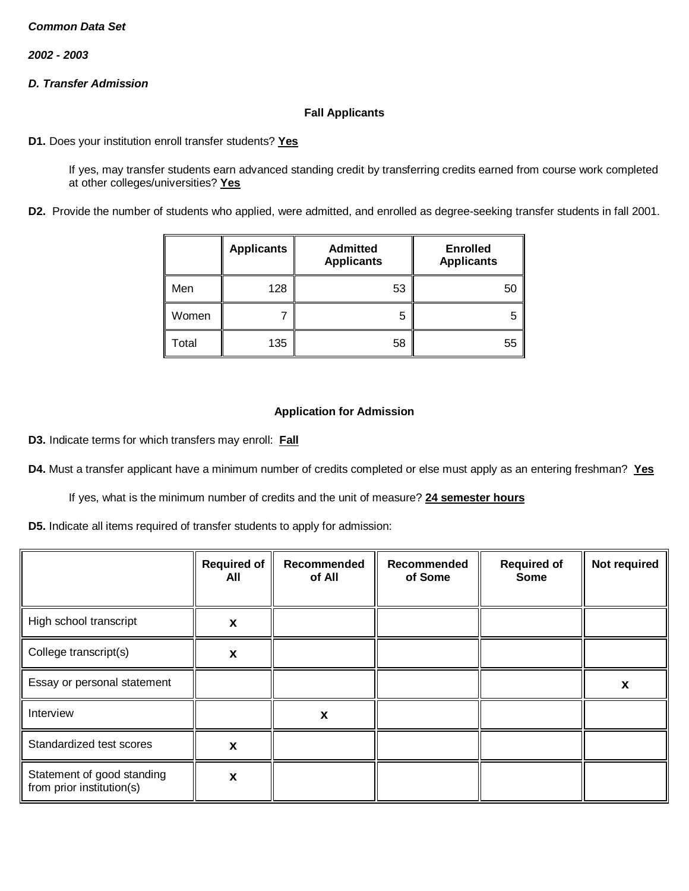***Common Data Set***

***2002 - 2003***

***D. Transfer Admission***

**Fall Applicants**

**D1.** Does your institution enroll transfer students? **Yes**

If yes, may transfer students earn advanced standing credit by transferring credits earned from course work completed at other colleges/universities? **Yes**

**D2.** Provide the number of students who applied, were admitted, and enrolled as degree-seeking transfer students in fall 2001.

| | Applicants | Admitted Applicants | Enrolled Applicants |
|---|---|---|---|
| Men | 128 | 53 | 50 |
| Women | 7 | 5 | 5 |
| Total | 135 | 58 | 55 |

**Application for Admission**

**D3.** Indicate terms for which transfers may enroll: **Fall**

**D4.** Must a transfer applicant have a minimum number of credits completed or else must apply as an entering freshman? **Yes**

If yes, what is the minimum number of credits and the unit of measure? **24 semester hours**

**D5.** Indicate all items required of transfer students to apply for admission:

| | Required of All | Recommended of All | Recommended of Some | Required of Some | Not required |
|---|---|---|---|---|---|
| High school transcript | x | | | | |
| College transcript(s) | x | | | | |
| Essay or personal statement | | | | | x |
| Interview | | x | | | |
| Standardized test scores | x | | | | |
| Statement of good standing from prior institution(s) | x | | | | |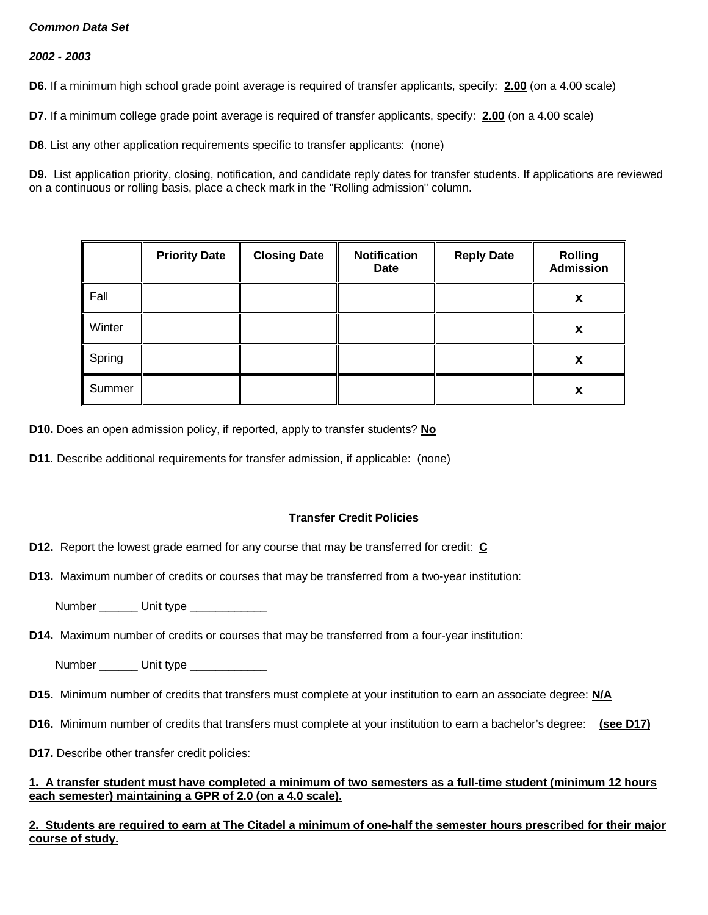***Common Data Set***

***2002 - 2003***

**D6.** If a minimum high school grade point average is required of transfer applicants, specify: **2.00** (on a 4.00 scale)

**D7**. If a minimum college grade point average is required of transfer applicants, specify: **2.00** (on a 4.00 scale)

**D8**. List any other application requirements specific to transfer applicants: (none)

**D9.** List application priority, closing, notification, and candidate reply dates for transfer students. If applications are reviewed on a continuous or rolling basis, place a check mark in the "Rolling admission" column.

| | Priority Date | Closing Date | Notification Date | Reply Date | Rolling Admission |
|---|---|---|---|---|---|
| Fall | | | | | X |
| Winter | | | | | X |
| Spring | | | | | X |
| Summer | | | | | X |

**D10.** Does an open admission policy, if reported, apply to transfer students? **No**

**D11**. Describe additional requirements for transfer admission, if applicable: (none)

**Transfer Credit Policies**

**D12.** Report the lowest grade earned for any course that may be transferred for credit: **C**

**D13.** Maximum number of credits or courses that may be transferred from a two-year institution:

Number ______ Unit type ____________

**D14.** Maximum number of credits or courses that may be transferred from a four-year institution:

Number ______ Unit type ____________

**D15.** Minimum number of credits that transfers must complete at your institution to earn an associate degree: **N/A**

**D16.** Minimum number of credits that transfers must complete at your institution to earn a bachelor's degree: **(see D17)**

**D17.** Describe other transfer credit policies:

**1. A transfer student must have completed a minimum of two semesters as a full-time student (minimum 12 hours each semester) maintaining a GPR of 2.0 (on a 4.0 scale).**

**2. Students are required to earn at The Citadel a minimum of one-half the semester hours prescribed for their major course of study.**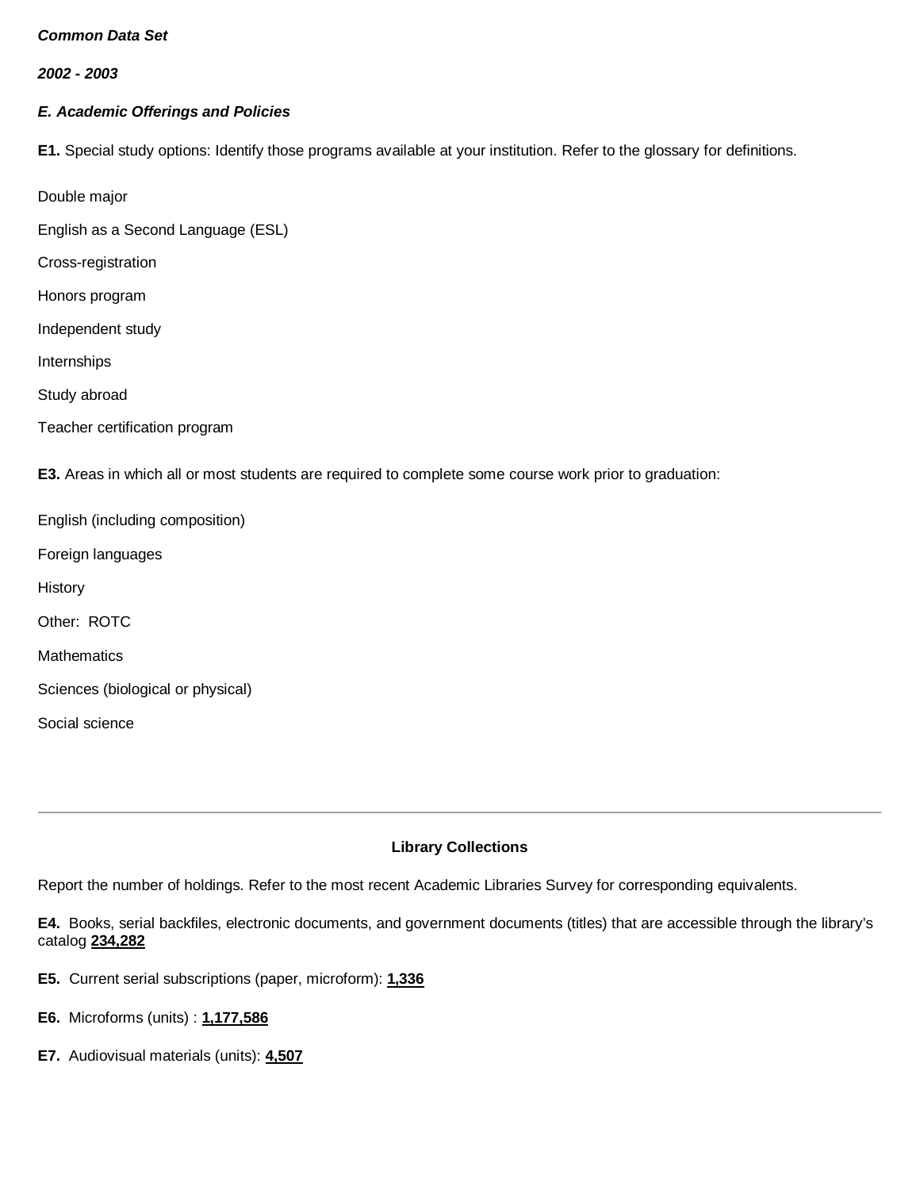***Common Data Set***

***2002 - 2003***

***E. Academic Offerings and Policies***

**E1.** Special study options: Identify those programs available at your institution. Refer to the glossary for definitions.

Double major

English as a Second Language (ESL)

Cross-registration

Honors program

Independent study

Internships

Study abroad

Teacher certification program

**E3.** Areas in which all or most students are required to complete some course work prior to graduation:

English (including composition)

Foreign languages

History

Other:  ROTC

Mathematics

Sciences (biological or physical)

Social science

---

**Library Collections**

Report the number of holdings. Refer to the most recent Academic Libraries Survey for corresponding equivalents.

**E4.**  Books, serial backfiles, electronic documents, and government documents (titles) that are accessible through the library's catalog **234,282**

**E5.**  Current serial subscriptions (paper, microform): **1,336**

**E6.**  Microforms (units) : **1,177,586**

**E7.**  Audiovisual materials (units): **4,507**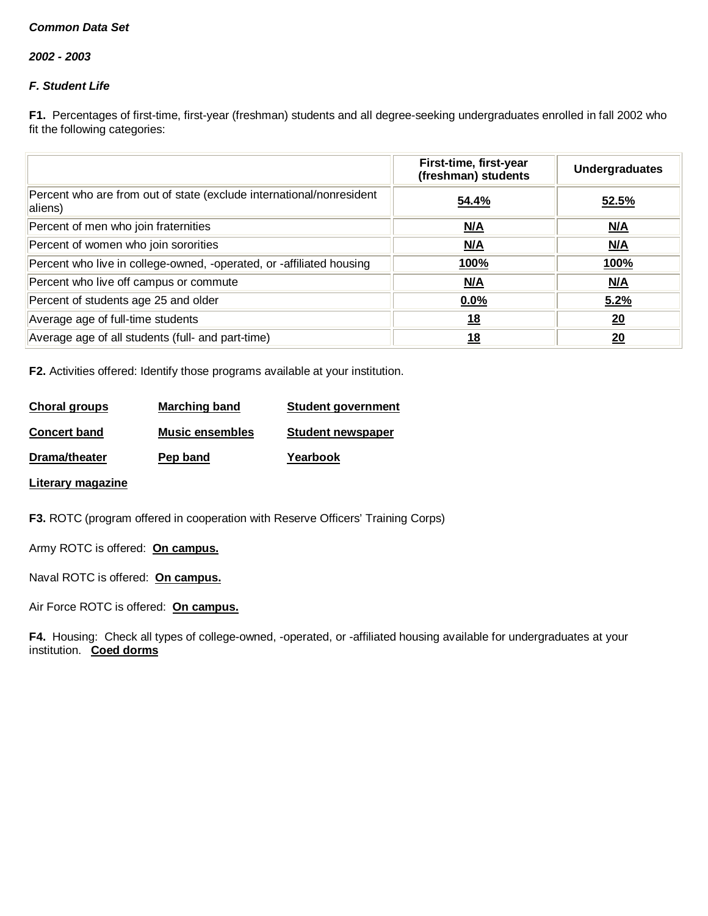***Common Data Set***

***2002 - 2003***

***F. Student Life***

**F1.** Percentages of first-time, first-year (freshman) students and all degree-seeking undergraduates enrolled in fall 2002 who fit the following categories:

| | First-time, first-year (freshman) students | Undergraduates |
|---|---|---|
| Percent who are from out of state (exclude international/nonresident aliens) | **54.4%** | **52.5%** |
| Percent of men who join fraternities | **N/A** | **N/A** |
| Percent of women who join sororities | **N/A** | **N/A** |
| Percent who live in college-owned, -operated, or -affiliated housing | **100%** | **100%** |
| Percent who live off campus or commute | **N/A** | **N/A** |
| Percent of students age 25 and older | **0.0%** | **5.2%** |
| Average age of full-time students | **18** | **20** |
| Average age of all students (full- and part-time) | **18** | **20** |

**F2.** Activities offered: Identify those programs available at your institution.

**Choral groups**

**Marching band**

**Student government**

**Concert band**

**Music ensembles**

**Student newspaper**

**Drama/theater**

**Pep band**

**Yearbook**

**Literary magazine**

**F3.** ROTC (program offered in cooperation with Reserve Officers' Training Corps)

Army ROTC is offered: **On campus.**

Naval ROTC is offered: **On campus.**

Air Force ROTC is offered: **On campus.**

**F4.** Housing: Check all types of college-owned, -operated, or -affiliated housing available for undergraduates at your institution. **Coed dorms**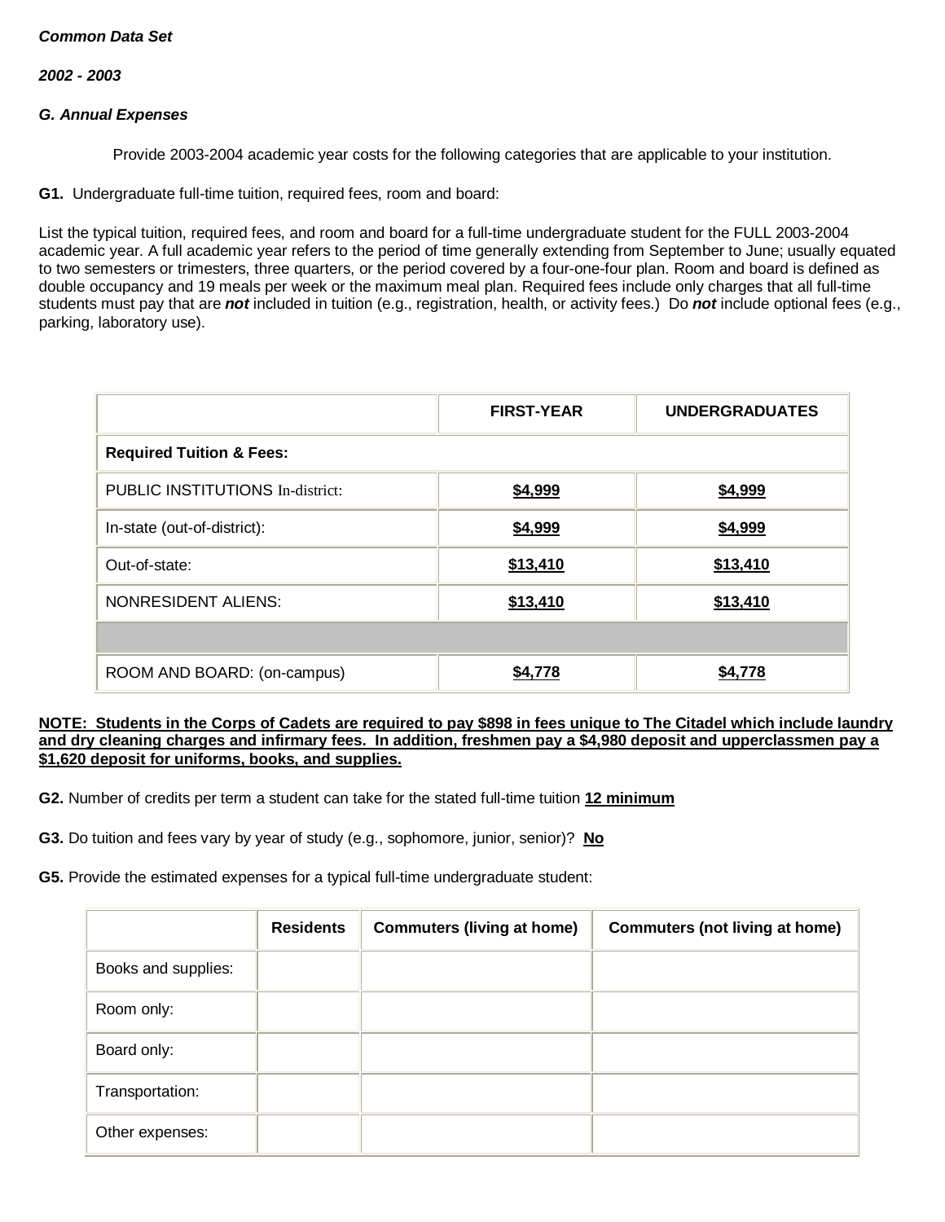***Common Data Set***

***2002 - 2003***

***G. Annual Expenses***

Provide 2003-2004 academic year costs for the following categories that are applicable to your institution.

**G1.** Undergraduate full-time tuition, required fees, room and board:

List the typical tuition, required fees, and room and board for a full-time undergraduate student for the FULL 2003-2004 academic year. A full academic year refers to the period of time generally extending from September to June; usually equated to two semesters or trimesters, three quarters, or the period covered by a four-one-four plan. Room and board is defined as double occupancy and 19 meals per week or the maximum meal plan. Required fees include only charges that all full-time students must pay that are ***not*** included in tuition (e.g., registration, health, or activity fees.) Do ***not*** include optional fees (e.g., parking, laboratory use).

| | **FIRST-YEAR** | **UNDERGRADUATES** |
|---|---|---|
| **Required Tuition & Fees:** | | |
| PUBLIC INSTITUTIONS In-district: | **$4,999** | **$4,999** |
| In-state (out-of-district): | **$4,999** | **$4,999** |
| Out-of-state: | **$13,410** | **$13,410** |
| NONRESIDENT ALIENS: | **$13,410** | **$13,410** |
| | | |
| ROOM AND BOARD: (on-campus) | **$4,778** | **$4,778** |

**NOTE: Students in the Corps of Cadets are required to pay $898 in fees unique to The Citadel which include laundry and dry cleaning charges and infirmary fees. In addition, freshmen pay a $4,980 deposit and upperclassmen pay a $1,620 deposit for uniforms, books, and supplies.**

**G2.** Number of credits per term a student can take for the stated full-time tuition **12 minimum**

**G3.** Do tuition and fees vary by year of study (e.g., sophomore, junior, senior)? **No**

**G5.** Provide the estimated expenses for a typical full-time undergraduate student:

| | **Residents** | **Commuters (living at home)** | **Commuters (not living at home)** |
|---|---|---|---|
| Books and supplies: | | | |
| Room only: | | | |
| Board only: | | | |
| Transportation: | | | |
| Other expenses: | | | |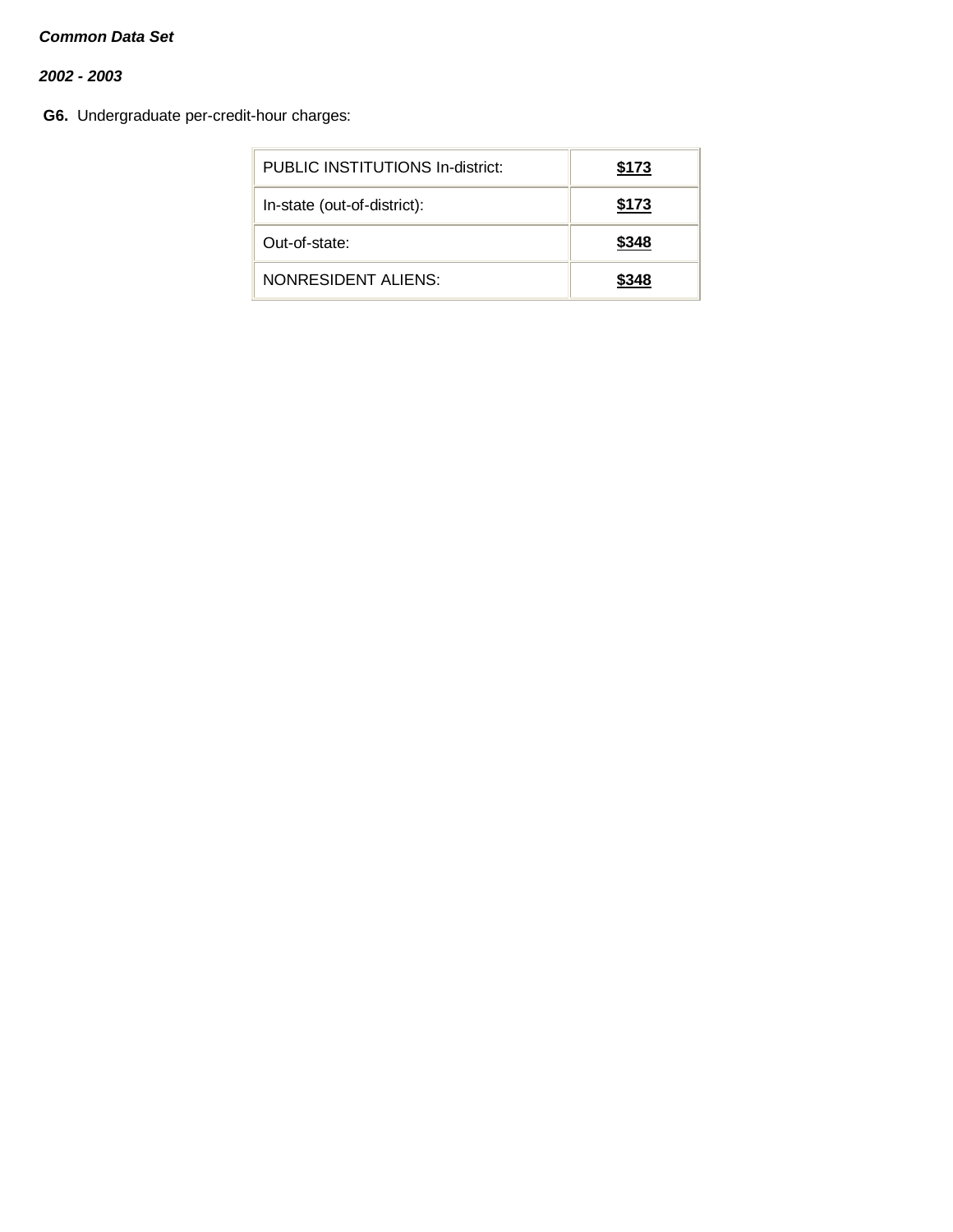***Common Data Set***

***2002 - 2003***

**G6.** Undergraduate per-credit-hour charges:

| | |
|---|---|
| PUBLIC INSTITUTIONS In-district: | **$173** |
| In-state (out-of-district): | **$173** |
| Out-of-state: | **$348** |
| NONRESIDENT ALIENS: | **$348** |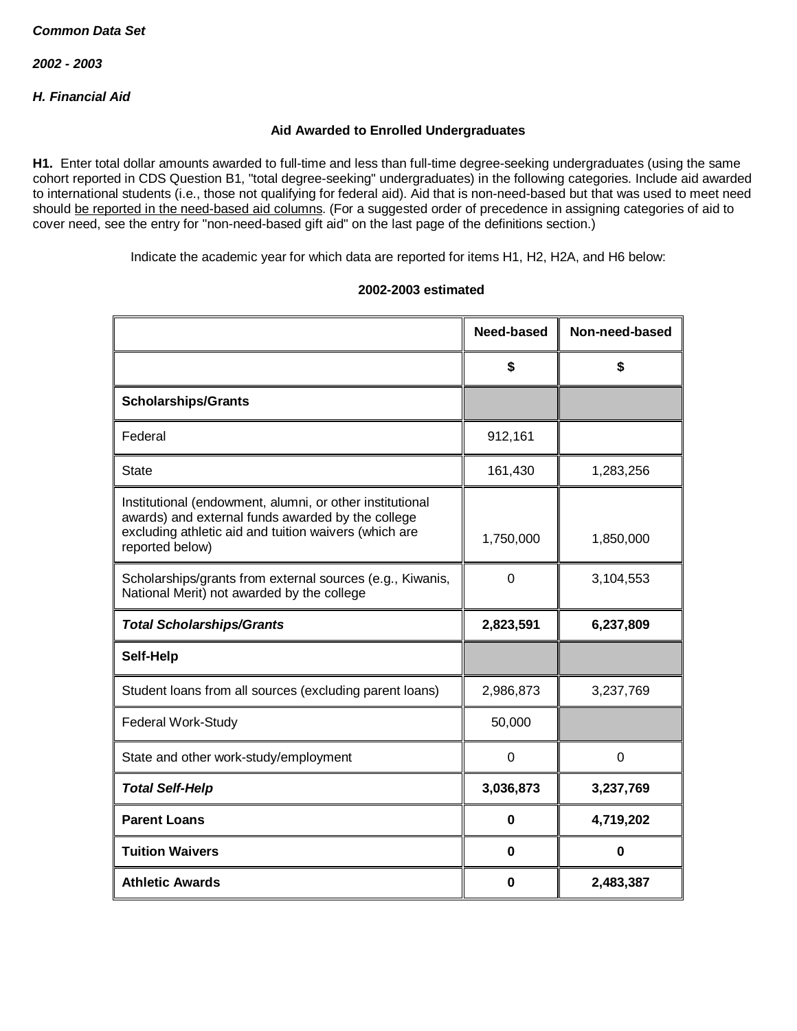***Common Data Set***

***2002 - 2003***

***H. Financial Aid***

**Aid Awarded to Enrolled Undergraduates**

**H1.** Enter total dollar amounts awarded to full-time and less than full-time degree-seeking undergraduates (using the same cohort reported in CDS Question B1, "total degree-seeking" undergraduates) in the following categories. Include aid awarded to international students (i.e., those not qualifying for federal aid). Aid that is non-need-based but that was used to meet need should be reported in the need-based aid columns. (For a suggested order of precedence in assigning categories of aid to cover need, see the entry for "non-need-based gift aid" on the last page of the definitions section.)

Indicate the academic year for which data are reported for items H1, H2, H2A, and H6 below:

**2002-2003 estimated**

| | Need-based | Non-need-based |
|---|---|---|
| | **$** | **$** |
| **Scholarships/Grants** | | |
| Federal | 912,161 | |
| State | 161,430 | 1,283,256 |
| Institutional (endowment, alumni, or other institutional awards) and external funds awarded by the college excluding athletic aid and tuition waivers (which are reported below) | 1,750,000 | 1,850,000 |
| Scholarships/grants from external sources (e.g., Kiwanis, National Merit) not awarded by the college | 0 | 3,104,553 |
| ***Total Scholarships/Grants*** | **2,823,591** | **6,237,809** |
| **Self-Help** | | |
| Student loans from all sources (excluding parent loans) | 2,986,873 | 3,237,769 |
| Federal Work-Study | 50,000 | |
| State and other work-study/employment | 0 | 0 |
| ***Total Self-Help*** | **3,036,873** | **3,237,769** |
| **Parent Loans** | **0** | **4,719,202** |
| **Tuition Waivers** | **0** | **0** |
| **Athletic Awards** | **0** | **2,483,387** |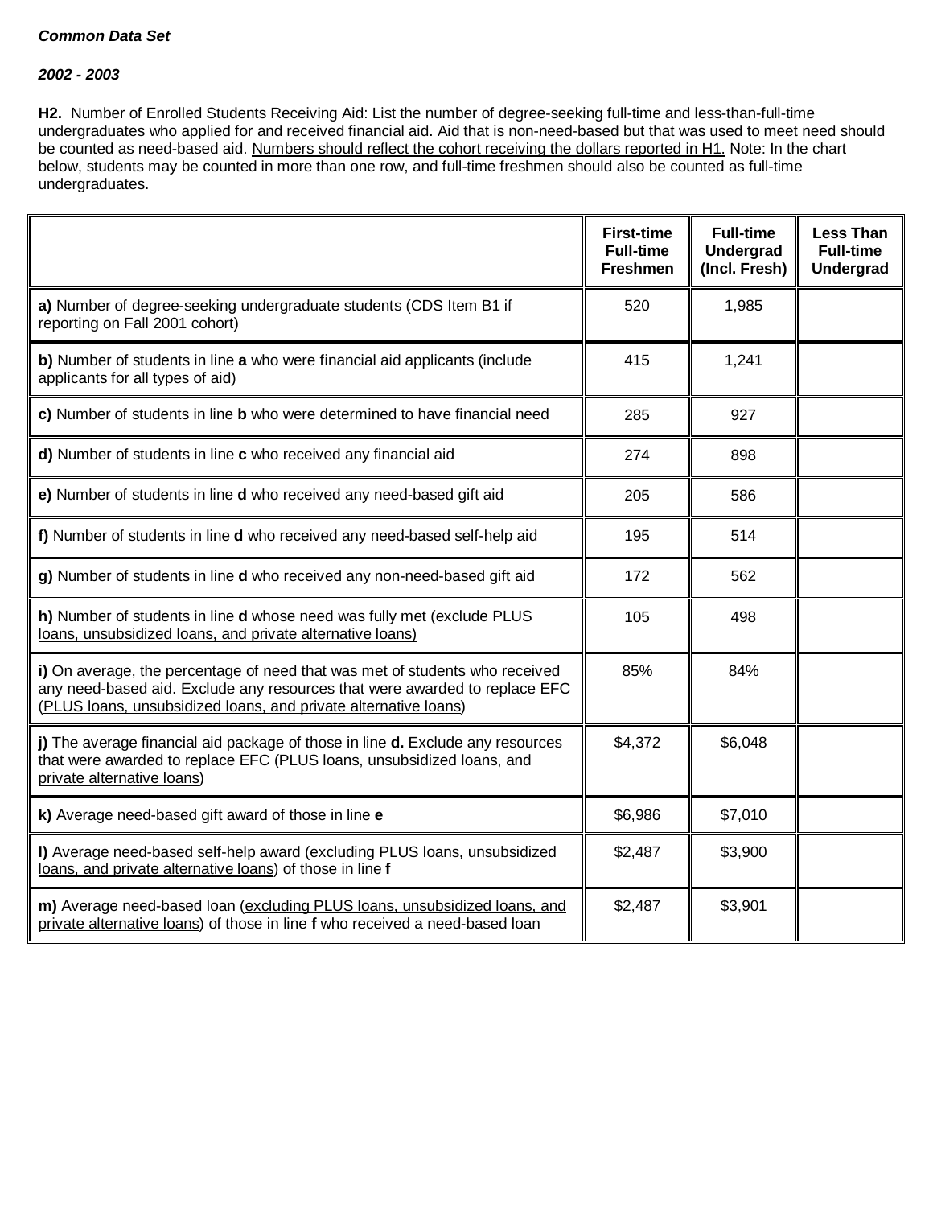***Common Data Set***

***2002 - 2003***

**H2.** Number of Enrolled Students Receiving Aid: List the number of degree-seeking full-time and less-than-full-time undergraduates who applied for and received financial aid. Aid that is non-need-based but that was used to meet need should be counted as need-based aid. Numbers should reflect the cohort receiving the dollars reported in H1. Note: In the chart below, students may be counted in more than one row, and full-time freshmen should also be counted as full-time undergraduates.

| | First-time Full-time Freshmen | Full-time Undergrad (Incl. Fresh) | Less Than Full-time Undergrad |
|---|---|---|---|
| **a)** Number of degree-seeking undergraduate students (CDS Item B1 if reporting on Fall 2001 cohort) | 520 | 1,985 | |
| **b)** Number of students in line **a** who were financial aid applicants (include applicants for all types of aid) | 415 | 1,241 | |
| **c)** Number of students in line **b** who were determined to have financial need | 285 | 927 | |
| **d)** Number of students in line **c** who received any financial aid | 274 | 898 | |
| **e)** Number of students in line **d** who received any need-based gift aid | 205 | 586 | |
| **f)** Number of students in line **d** who received any need-based self-help aid | 195 | 514 | |
| **g)** Number of students in line **d** who received any non-need-based gift aid | 172 | 562 | |
| **h)** Number of students in line **d** whose need was fully met (exclude PLUS loans, unsubsidized loans, and private alternative loans) | 105 | 498 | |
| **i)** On average, the percentage of need that was met of students who received any need-based aid. Exclude any resources that were awarded to replace EFC (PLUS loans, unsubsidized loans, and private alternative loans) | 85% | 84% | |
| **j)** The average financial aid package of those in line **d.** Exclude any resources that were awarded to replace EFC (PLUS loans, unsubsidized loans, and private alternative loans) | $4,372 | $6,048 | |
| **k)** Average need-based gift award of those in line **e** | $6,986 | $7,010 | |
| **l)** Average need-based self-help award (excluding PLUS loans, unsubsidized loans, and private alternative loans) of those in line **f** | $2,487 | $3,900 | |
| **m)** Average need-based loan (excluding PLUS loans, unsubsidized loans, and private alternative loans) of those in line **f** who received a need-based loan | $2,487 | $3,901 | |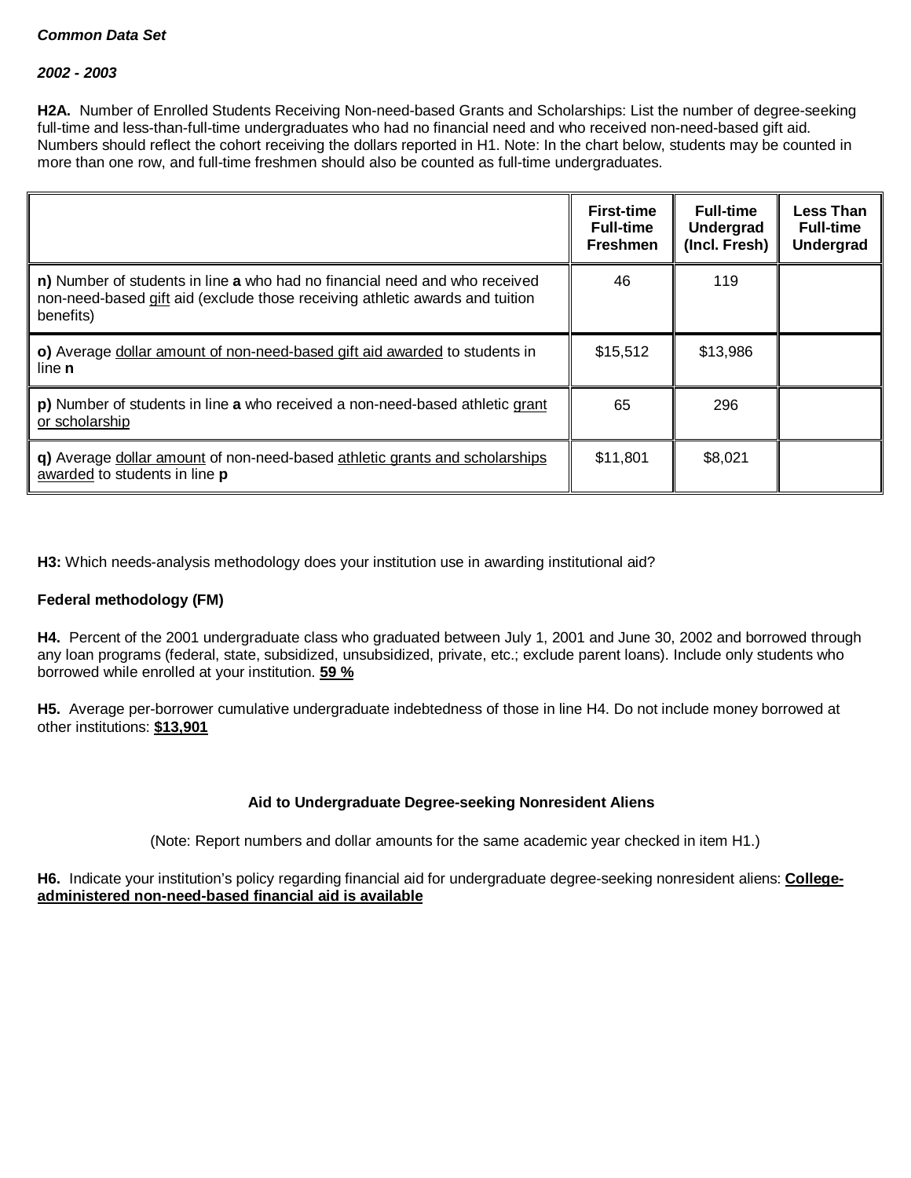***Common Data Set***

***2002 - 2003***

**H2A.** Number of Enrolled Students Receiving Non-need-based Grants and Scholarships: List the number of degree-seeking full-time and less-than-full-time undergraduates who had no financial need and who received non-need-based gift aid. Numbers should reflect the cohort receiving the dollars reported in H1. Note: In the chart below, students may be counted in more than one row, and full-time freshmen should also be counted as full-time undergraduates.

| | First-time Full-time Freshmen | Full-time Undergrad (Incl. Fresh) | Less Than Full-time Undergrad |
|---|---|---|---|
| **n)** Number of students in line **a** who had no financial need and who received non-need-based gift aid (exclude those receiving athletic awards and tuition benefits) | 46 | 119 | |
| **o)** Average dollar amount of non-need-based gift aid awarded to students in line **n** | $15,512 | $13,986 | |
| **p)** Number of students in line **a** who received a non-need-based athletic grant or scholarship | 65 | 296 | |
| **q)** Average dollar amount of non-need-based athletic grants and scholarships awarded to students in line **p** | $11,801 | $8,021 | |

**H3:** Which needs-analysis methodology does your institution use in awarding institutional aid?

**Federal methodology (FM)**

**H4.** Percent of the 2001 undergraduate class who graduated between July 1, 2001 and June 30, 2002 and borrowed through any loan programs (federal, state, subsidized, unsubsidized, private, etc.; exclude parent loans). Include only students who borrowed while enrolled at your institution. **59 %**

**H5.** Average per-borrower cumulative undergraduate indebtedness of those in line H4. Do not include money borrowed at other institutions: **$13,901**

**Aid to Undergraduate Degree-seeking Nonresident Aliens**

(Note: Report numbers and dollar amounts for the same academic year checked in item H1.)

**H6.** Indicate your institution's policy regarding financial aid for undergraduate degree-seeking nonresident aliens: **College-administered non-need-based financial aid is available**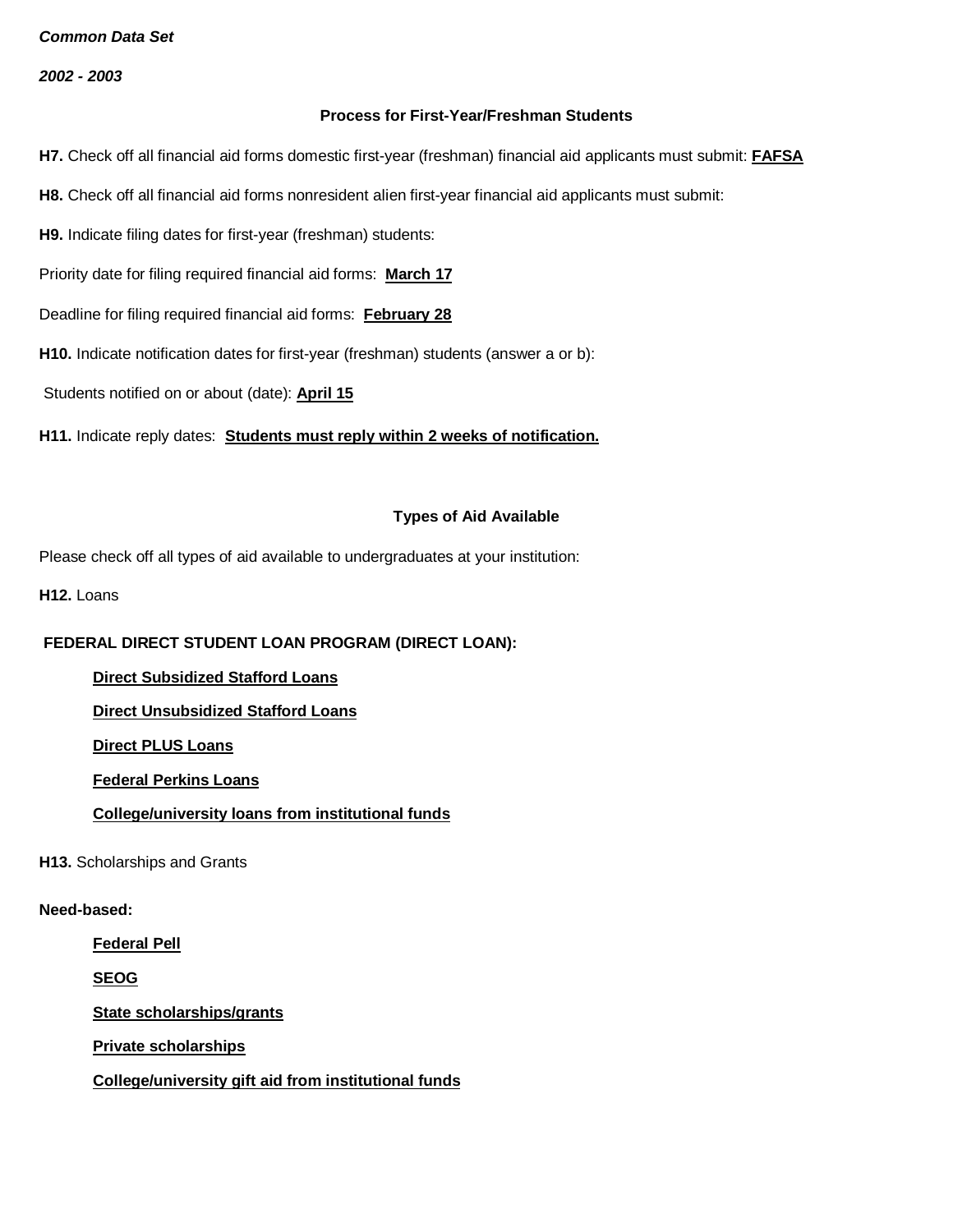*Common Data Set*

*2002 - 2003*

### Process for First-Year/Freshman Students

**H7.** Check off all financial aid forms domestic first-year (freshman) financial aid applicants must submit: **FAFSA**

**H8.** Check off all financial aid forms nonresident alien first-year financial aid applicants must submit:

**H9.** Indicate filing dates for first-year (freshman) students:

Priority date for filing required financial aid forms: **March 17**

Deadline for filing required financial aid forms: **February 28**

**H10.** Indicate notification dates for first-year (freshman) students (answer a or b):

Students notified on or about (date): **April 15**

**H11.** Indicate reply dates: **Students must reply within 2 weeks of notification.**

### Types of Aid Available

Please check off all types of aid available to undergraduates at your institution:

**H12.** Loans

**FEDERAL DIRECT STUDENT LOAN PROGRAM (DIRECT LOAN):**

- **Direct Subsidized Stafford Loans**
- **Direct Unsubsidized Stafford Loans**
- **Direct PLUS Loans**
- **Federal Perkins Loans**
- **College/university loans from institutional funds**

**H13.** Scholarships and Grants

**Need-based:**

- **Federal Pell**
- **SEOG**
- **State scholarships/grants**
- **Private scholarships**
- **College/university gift aid from institutional funds**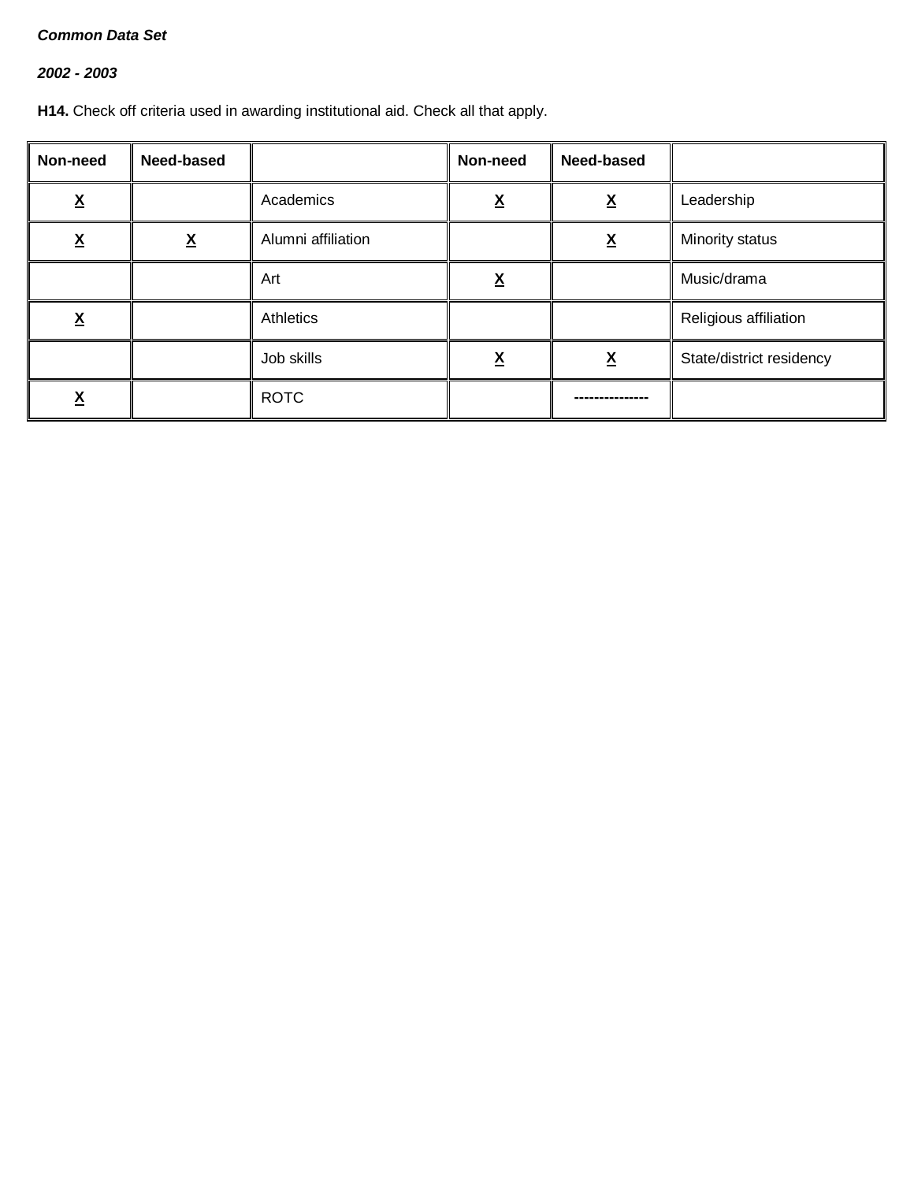***Common Data Set***

***2002 - 2003***

**H14.** Check off criteria used in awarding institutional aid. Check all that apply.

| Non-need | Need-based | | Non-need | Need-based | |
|---|---|---|---|---|---|
| X | | Academics | X | X | Leadership |
| X | X | Alumni affiliation | | X | Minority status |
| | | Art | X | | Music/drama |
| X | | Athletics | | | Religious affiliation |
| | | Job skills | X | X | State/district residency |
| X | | ROTC | | --------------- | |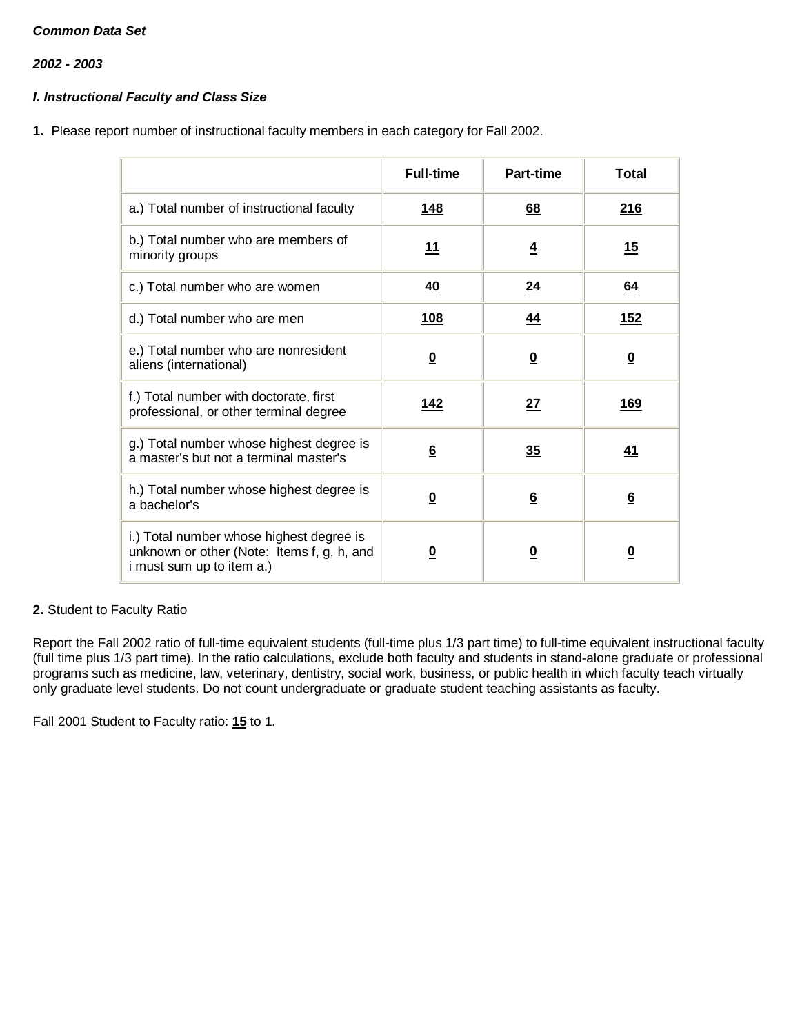***Common Data Set***

***2002 - 2003***

***I. Instructional Faculty and Class Size***

**1.** Please report number of instructional faculty members in each category for Fall 2002.

| | Full-time | Part-time | Total |
|---|---|---|---|
| a.) Total number of instructional faculty | **148** | **68** | **216** |
| b.) Total number who are members of minority groups | **11** | **4** | **15** |
| c.) Total number who are women | **40** | **24** | **64** |
| d.) Total number who are men | **108** | **44** | **152** |
| e.) Total number who are nonresident aliens (international) | **0** | **0** | **0** |
| f.) Total number with doctorate, first professional, or other terminal degree | **142** | **27** | **169** |
| g.) Total number whose highest degree is a master's but not a terminal master's | **6** | **35** | **41** |
| h.) Total number whose highest degree is a bachelor's | **0** | **6** | **6** |
| i.) Total number whose highest degree is unknown or other (Note: Items f, g, h, and i must sum up to item a.) | **0** | **0** | **0** |

**2.** Student to Faculty Ratio

Report the Fall 2002 ratio of full-time equivalent students (full-time plus 1/3 part time) to full-time equivalent instructional faculty (full time plus 1/3 part time). In the ratio calculations, exclude both faculty and students in stand-alone graduate or professional programs such as medicine, law, veterinary, dentistry, social work, business, or public health in which faculty teach virtually only graduate level students. Do not count undergraduate or graduate student teaching assistants as faculty.

Fall 2001 Student to Faculty ratio: **15** to 1.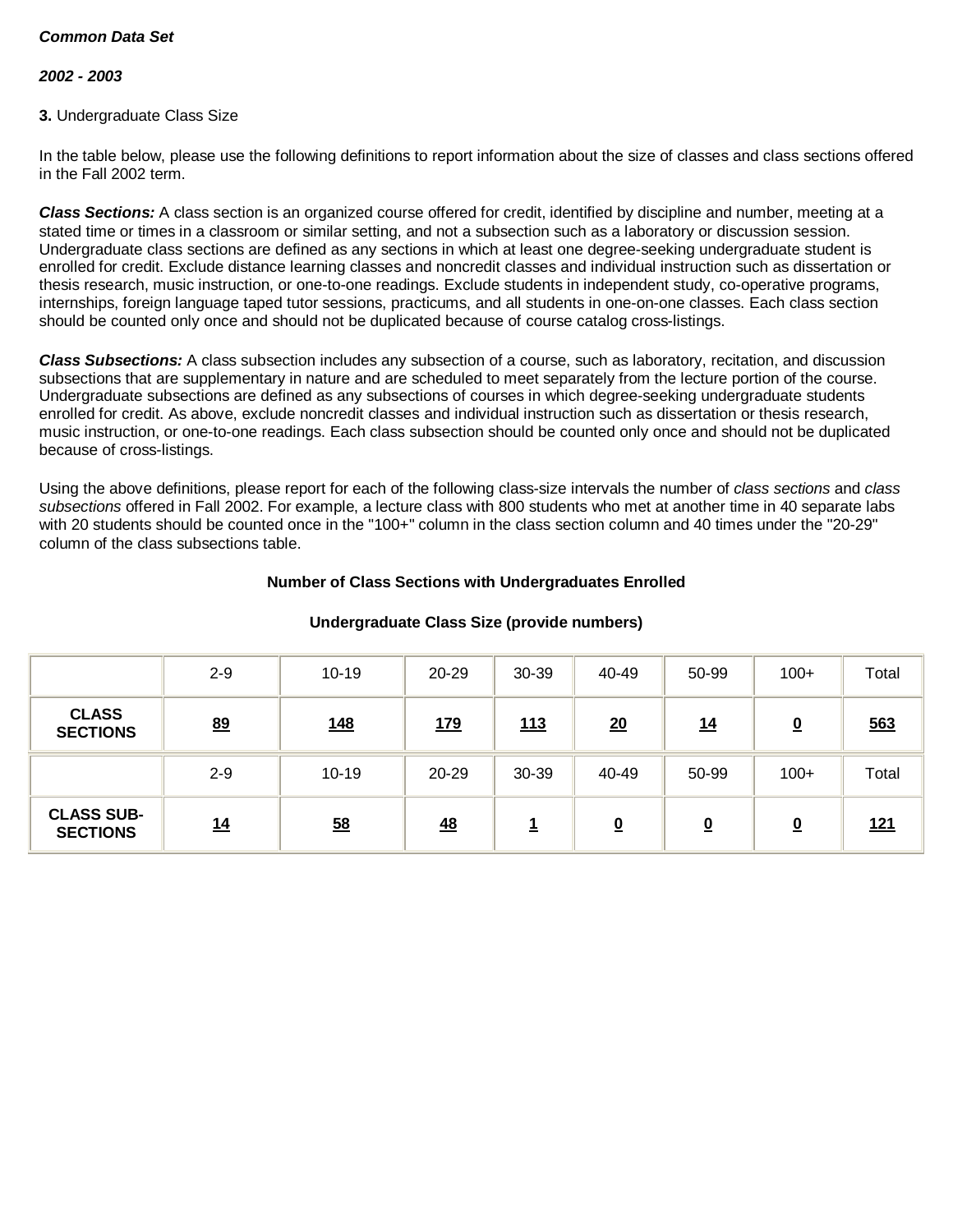***Common Data Set***

***2002 - 2003***

**3.** Undergraduate Class Size

In the table below, please use the following definitions to report information about the size of classes and class sections offered in the Fall 2002 term.

***Class Sections:*** A class section is an organized course offered for credit, identified by discipline and number, meeting at a stated time or times in a classroom or similar setting, and not a subsection such as a laboratory or discussion session. Undergraduate class sections are defined as any sections in which at least one degree-seeking undergraduate student is enrolled for credit. Exclude distance learning classes and noncredit classes and individual instruction such as dissertation or thesis research, music instruction, or one-to-one readings. Exclude students in independent study, co-operative programs, internships, foreign language taped tutor sessions, practicums, and all students in one-on-one classes. Each class section should be counted only once and should not be duplicated because of course catalog cross-listings.

***Class Subsections:*** A class subsection includes any subsection of a course, such as laboratory, recitation, and discussion subsections that are supplementary in nature and are scheduled to meet separately from the lecture portion of the course. Undergraduate subsections are defined as any subsections of courses in which degree-seeking undergraduate students enrolled for credit. As above, exclude noncredit classes and individual instruction such as dissertation or thesis research, music instruction, or one-to-one readings. Each class subsection should be counted only once and should not be duplicated because of cross-listings.

Using the above definitions, please report for each of the following class-size intervals the number of *class sections* and *class subsections* offered in Fall 2002. For example, a lecture class with 800 students who met at another time in 40 separate labs with 20 students should be counted once in the "100+" column in the class section column and 40 times under the "20-29" column of the class subsections table.

**Number of Class Sections with Undergraduates Enrolled**

**Undergraduate Class Size (provide numbers)**

| | 2-9 | 10-19 | 20-29 | 30-39 | 40-49 | 50-99 | 100+ | Total |
|---|---|---|---|---|---|---|---|---|
| **CLASS SECTIONS** | **89** | **148** | **179** | **113** | **20** | **14** | **0** | **563** |
| | 2-9 | 10-19 | 20-29 | 30-39 | 40-49 | 50-99 | 100+ | Total |
| **CLASS SUB-SECTIONS** | **14** | **58** | **48** | **1** | **0** | **0** | **0** | **121** |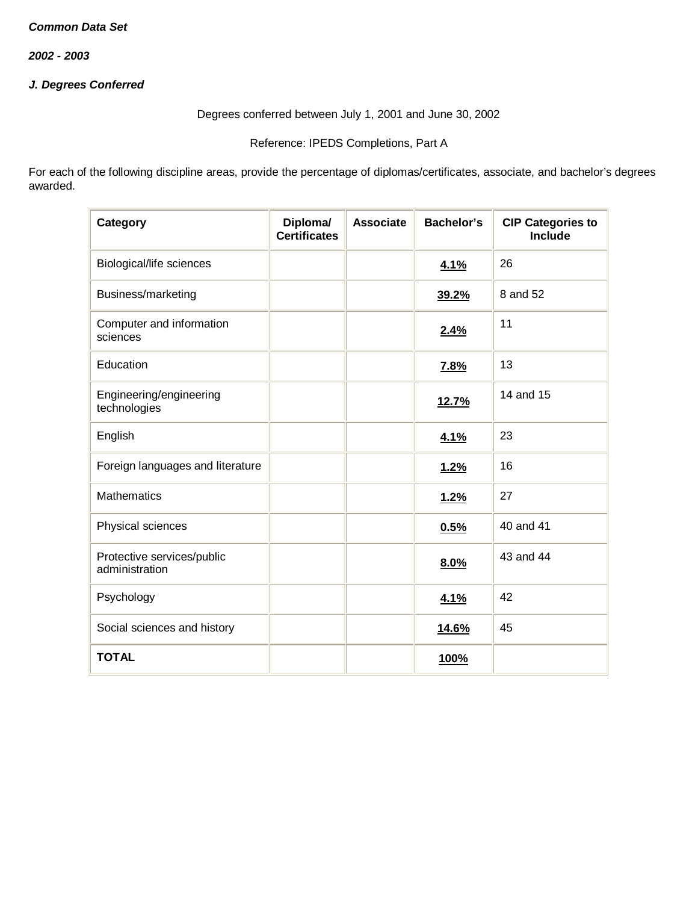***Common Data Set***

***2002 - 2003***

***J. Degrees Conferred***

Degrees conferred between July 1, 2001 and June 30, 2002

Reference: IPEDS Completions, Part A

For each of the following discipline areas, provide the percentage of diplomas/certificates, associate, and bachelor's degrees awarded.

| Category | Diploma/ Certificates | Associate | Bachelor's | CIP Categories to Include |
|---|---|---|---|---|
| Biological/life sciences | | | **4.1%** | 26 |
| Business/marketing | | | **39.2%** | 8 and 52 |
| Computer and information sciences | | | **2.4%** | 11 |
| Education | | | **7.8%** | 13 |
| Engineering/engineering technologies | | | **12.7%** | 14 and 15 |
| English | | | **4.1%** | 23 |
| Foreign languages and literature | | | **1.2%** | 16 |
| Mathematics | | | **1.2%** | 27 |
| Physical sciences | | | **0.5%** | 40 and 41 |
| Protective services/public administration | | | **8.0%** | 43 and 44 |
| Psychology | | | **4.1%** | 42 |
| Social sciences and history | | | **14.6%** | 45 |
| **TOTAL** | | | **100%** | |